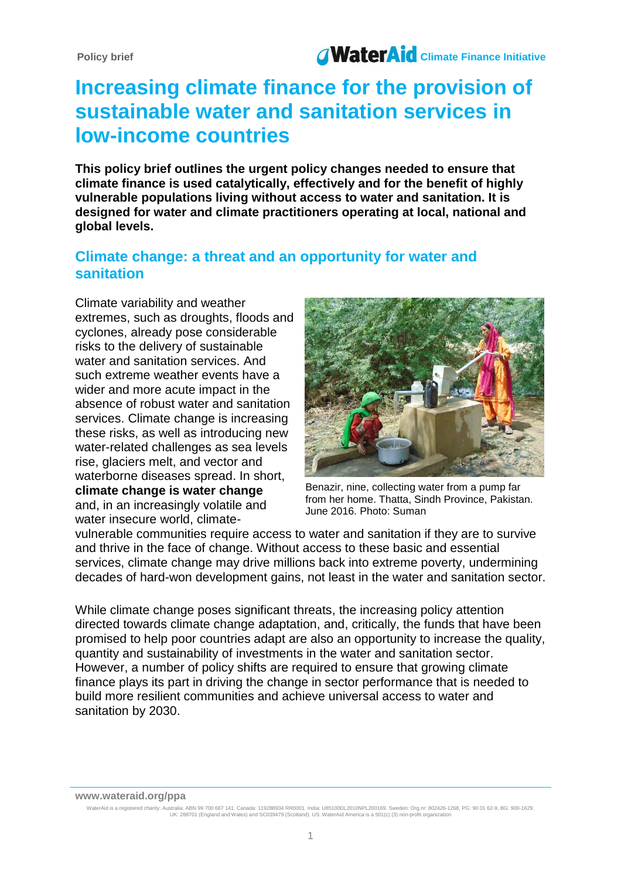Policy brief

WaterAid Climate Finance Initiative

# Increasing climate finance for the provision of sustainable water and sanitation services in low-income countries

**This policy brief outlines the urgent policy changes needed to ensure that climate finance is used catalytically, effectively and for the benefit of highly vulnerable populations living without access to water and sanitation. It is designed for water and climate practitioners operating at local, national and global levels.**

## Climate change: a threat and an opportunity for water and sanitation

Climate variability and weather extremes, such as droughts, floods and cyclones, already pose considerable risks to the delivery of sustainable water and sanitation services. And such extreme weather events have a wider and more acute impact in the absence of robust water and sanitation services. Climate change is increasing these risks, as well as introducing new water-related challenges as sea levels rise, glaciers melt, and vector and waterborne diseases spread. In short, **climate change is water change** and, in an increasingly volatile and water insecure world, climate-vulnerable communities require access to water and sanitation if they are to survive and thrive in the face of change. Without access to these basic and essential services, climate change may drive millions back into extreme poverty, undermining decades of hard-won development gains, not least in the water and sanitation sector.

Benazir, nine, collecting water from a pump far from her home. Thatta, Sindh Province, Pakistan. June 2016. Photo: Suman

While climate change poses significant threats, the increasing policy attention directed towards climate change adaptation, and, critically, the funds that have been promised to help poor countries adapt are also an opportunity to increase the quality, quantity and sustainability of investments in the water and sanitation sector. However, a number of policy shifts are required to ensure that growing climate finance plays its part in driving the change in sector performance that is needed to build more resilient communities and achieve universal access to water and sanitation by 2030.

www.wateraid.org/ppa

WaterAid is a registered charity: Australia: ABN 99 700 687 141. Canada: 119288934 RR0001. India: U85100DL2010NPL200169. Sweden: Org.nr: 802426-1268, PG: 90 01 62-9, BG: 900-1629. UK: 288701 (England and Wales) and SC039479 (Scotland). US: WaterAid America is a 501(c) (3) non-profit organization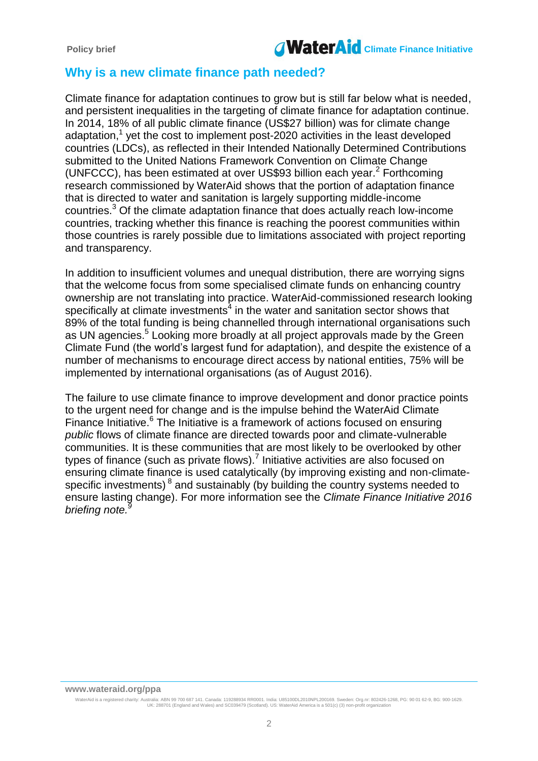## Why is a new climate finance path needed?

Climate finance for adaptation continues to grow but is still far below what is needed, and persistent inequalities in the targeting of climate finance for adaptation continue. In 2014, 18% of all public climate finance (US$27 billion) was for climate change adaptation,[1] yet the cost to implement post-2020 activities in the least developed countries (LDCs), as reflected in their Intended Nationally Determined Contributions submitted to the United Nations Framework Convention on Climate Change (UNFCCC), has been estimated at over US$93 billion each year.[2] Forthcoming research commissioned by WaterAid shows that the portion of adaptation finance that is directed to water and sanitation is largely supporting middle-income countries.[3] Of the climate adaptation finance that does actually reach low-income countries, tracking whether this finance is reaching the poorest communities within those countries is rarely possible due to limitations associated with project reporting and transparency.

In addition to insufficient volumes and unequal distribution, there are worrying signs that the welcome focus from some specialised climate funds on enhancing country ownership are not translating into practice. WaterAid-commissioned research looking specifically at climate investments[4] in the water and sanitation sector shows that 89% of the total funding is being channelled through international organisations such as UN agencies.[5] Looking more broadly at all project approvals made by the Green Climate Fund (the world's largest fund for adaptation), and despite the existence of a number of mechanisms to encourage direct access by national entities, 75% will be implemented by international organisations (as of August 2016).

The failure to use climate finance to improve development and donor practice points to the urgent need for change and is the impulse behind the WaterAid Climate Finance Initiative.[6] The Initiative is a framework of actions focused on ensuring *public* flows of climate finance are directed towards poor and climate-vulnerable communities. It is these communities that are most likely to be overlooked by other types of finance (such as private flows).[7] Initiative activities are also focused on ensuring climate finance is used catalytically (by improving existing and non-climate-specific investments)[8] and sustainably (by building the country systems needed to ensure lasting change). For more information see the *Climate Finance Initiative 2016 briefing note.*[9]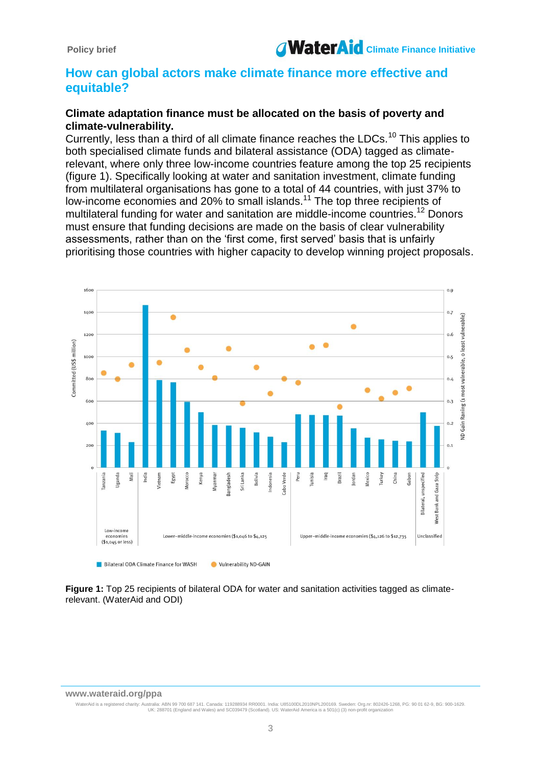## How can global actors make climate finance more effective and equitable?

**Climate adaptation finance must be allocated on the basis of poverty and climate-vulnerability.**

Currently, less than a third of all climate finance reaches the LDCs.[10] This applies to both specialised climate funds and bilateral assistance (ODA) tagged as climate-relevant, where only three low-income countries feature among the top 25 recipients (figure 1). Specifically looking at water and sanitation investment, climate funding from multilateral organisations has gone to a total of 44 countries, with just 37% to low-income economies and 20% to small islands.[11] The top three recipients of multilateral funding for water and sanitation are middle-income countries.[12] Donors must ensure that funding decisions are made on the basis of clear vulnerability assessments, rather than on the 'first come, first served' basis that is unfairly prioritising those countries with higher capacity to develop winning project proposals.

**Figure 1:** Top 25 recipients of bilateral ODA for water and sanitation activities tagged as climate-relevant. (WaterAid and ODI)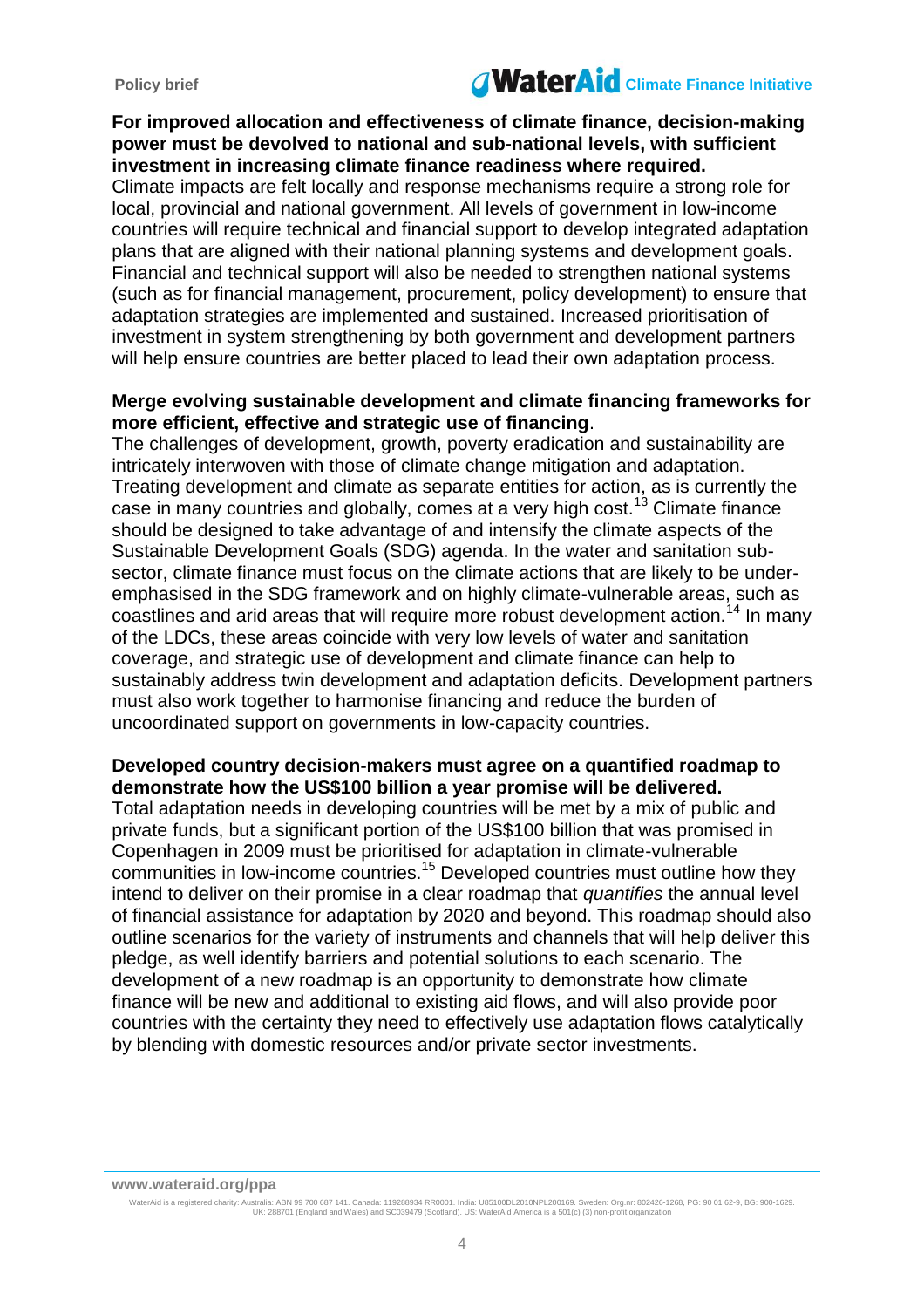**For improved allocation and effectiveness of climate finance, decision-making power must be devolved to national and sub-national levels, with sufficient investment in increasing climate finance readiness where required.**

Climate impacts are felt locally and response mechanisms require a strong role for local, provincial and national government. All levels of government in low-income countries will require technical and financial support to develop integrated adaptation plans that are aligned with their national planning systems and development goals. Financial and technical support will also be needed to strengthen national systems (such as for financial management, procurement, policy development) to ensure that adaptation strategies are implemented and sustained. Increased prioritisation of investment in system strengthening by both government and development partners will help ensure countries are better placed to lead their own adaptation process.

**Merge evolving sustainable development and climate financing frameworks for more efficient, effective and strategic use of financing**.

The challenges of development, growth, poverty eradication and sustainability are intricately interwoven with those of climate change mitigation and adaptation. Treating development and climate as separate entities for action, as is currently the case in many countries and globally, comes at a very high cost.[13] Climate finance should be designed to take advantage of and intensify the climate aspects of the Sustainable Development Goals (SDG) agenda. In the water and sanitation sub-sector, climate finance must focus on the climate actions that are likely to be under-emphasised in the SDG framework and on highly climate-vulnerable areas, such as coastlines and arid areas that will require more robust development action.[14] In many of the LDCs, these areas coincide with very low levels of water and sanitation coverage, and strategic use of development and climate finance can help to sustainably address twin development and adaptation deficits. Development partners must also work together to harmonise financing and reduce the burden of uncoordinated support on governments in low-capacity countries.

**Developed country decision-makers must agree on a quantified roadmap to demonstrate how the US$100 billion a year promise will be delivered.**

Total adaptation needs in developing countries will be met by a mix of public and private funds, but a significant portion of the US$100 billion that was promised in Copenhagen in 2009 must be prioritised for adaptation in climate-vulnerable communities in low-income countries.[15] Developed countries must outline how they intend to deliver on their promise in a clear roadmap that *quantifies* the annual level of financial assistance for adaptation by 2020 and beyond. This roadmap should also outline scenarios for the variety of instruments and channels that will help deliver this pledge, as well identify barriers and potential solutions to each scenario. The development of a new roadmap is an opportunity to demonstrate how climate finance will be new and additional to existing aid flows, and will also provide poor countries with the certainty they need to effectively use adaptation flows catalytically by blending with domestic resources and/or private sector investments.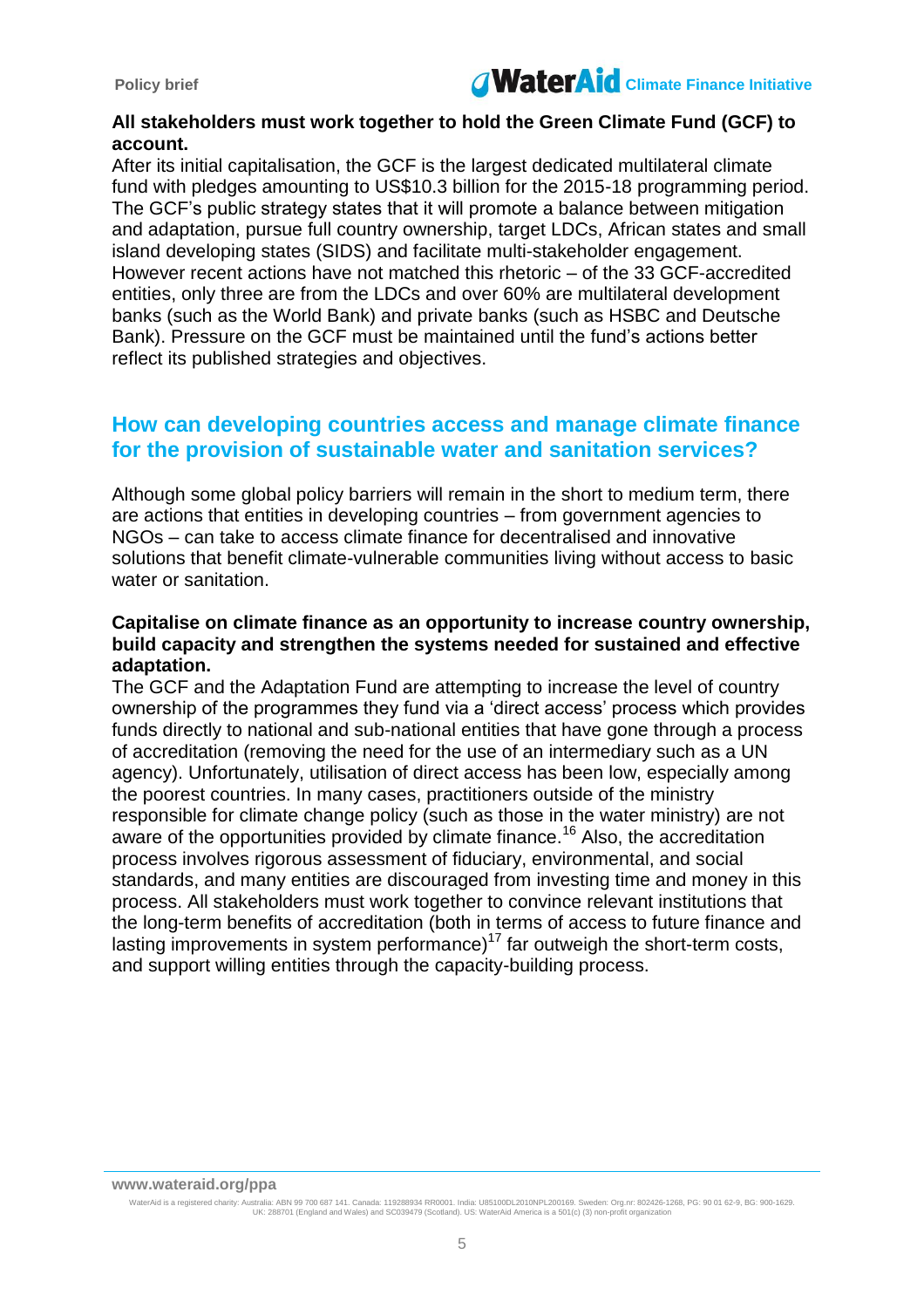**All stakeholders must work together to hold the Green Climate Fund (GCF) to account.**

After its initial capitalisation, the GCF is the largest dedicated multilateral climate fund with pledges amounting to US$10.3 billion for the 2015-18 programming period. The GCF's public strategy states that it will promote a balance between mitigation and adaptation, pursue full country ownership, target LDCs, African states and small island developing states (SIDS) and facilitate multi-stakeholder engagement. However recent actions have not matched this rhetoric – of the 33 GCF-accredited entities, only three are from the LDCs and over 60% are multilateral development banks (such as the World Bank) and private banks (such as HSBC and Deutsche Bank). Pressure on the GCF must be maintained until the fund's actions better reflect its published strategies and objectives.

## How can developing countries access and manage climate finance for the provision of sustainable water and sanitation services?

Although some global policy barriers will remain in the short to medium term, there are actions that entities in developing countries – from government agencies to NGOs – can take to access climate finance for decentralised and innovative solutions that benefit climate-vulnerable communities living without access to basic water or sanitation.

**Capitalise on climate finance as an opportunity to increase country ownership, build capacity and strengthen the systems needed for sustained and effective adaptation.**

The GCF and the Adaptation Fund are attempting to increase the level of country ownership of the programmes they fund via a 'direct access' process which provides funds directly to national and sub-national entities that have gone through a process of accreditation (removing the need for the use of an intermediary such as a UN agency). Unfortunately, utilisation of direct access has been low, especially among the poorest countries. In many cases, practitioners outside of the ministry responsible for climate change policy (such as those in the water ministry) are not aware of the opportunities provided by climate finance.[16] Also, the accreditation process involves rigorous assessment of fiduciary, environmental, and social standards, and many entities are discouraged from investing time and money in this process. All stakeholders must work together to convince relevant institutions that the long-term benefits of accreditation (both in terms of access to future finance and lasting improvements in system performance)[17] far outweigh the short-term costs, and support willing entities through the capacity-building process.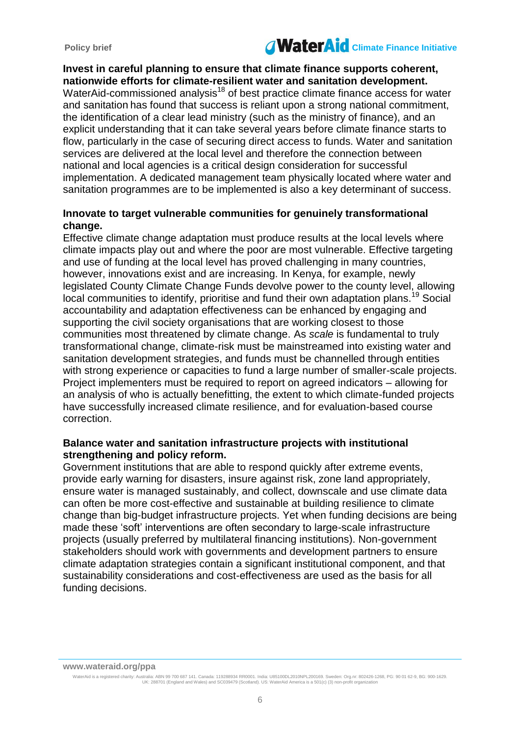**Invest in careful planning to ensure that climate finance supports coherent, nationwide efforts for climate-resilient water and sanitation development.**

WaterAid-commissioned analysis[18] of best practice climate finance access for water and sanitation has found that success is reliant upon a strong national commitment, the identification of a clear lead ministry (such as the ministry of finance), and an explicit understanding that it can take several years before climate finance starts to flow, particularly in the case of securing direct access to funds. Water and sanitation services are delivered at the local level and therefore the connection between national and local agencies is a critical design consideration for successful implementation. A dedicated management team physically located where water and sanitation programmes are to be implemented is also a key determinant of success.

**Innovate to target vulnerable communities for genuinely transformational change.**

Effective climate change adaptation must produce results at the local levels where climate impacts play out and where the poor are most vulnerable. Effective targeting and use of funding at the local level has proved challenging in many countries, however, innovations exist and are increasing. In Kenya, for example, newly legislated County Climate Change Funds devolve power to the county level, allowing local communities to identify, prioritise and fund their own adaptation plans.[19] Social accountability and adaptation effectiveness can be enhanced by engaging and supporting the civil society organisations that are working closest to those communities most threatened by climate change. As *scale* is fundamental to truly transformational change, climate-risk must be mainstreamed into existing water and sanitation development strategies, and funds must be channelled through entities with strong experience or capacities to fund a large number of smaller-scale projects. Project implementers must be required to report on agreed indicators – allowing for an analysis of who is actually benefitting, the extent to which climate-funded projects have successfully increased climate resilience, and for evaluation-based course correction.

**Balance water and sanitation infrastructure projects with institutional strengthening and policy reform.**

Government institutions that are able to respond quickly after extreme events, provide early warning for disasters, insure against risk, zone land appropriately, ensure water is managed sustainably, and collect, downscale and use climate data can often be more cost-effective and sustainable at building resilience to climate change than big-budget infrastructure projects. Yet when funding decisions are being made these 'soft' interventions are often secondary to large-scale infrastructure projects (usually preferred by multilateral financing institutions). Non-government stakeholders should work with governments and development partners to ensure climate adaptation strategies contain a significant institutional component, and that sustainability considerations and cost-effectiveness are used as the basis for all funding decisions.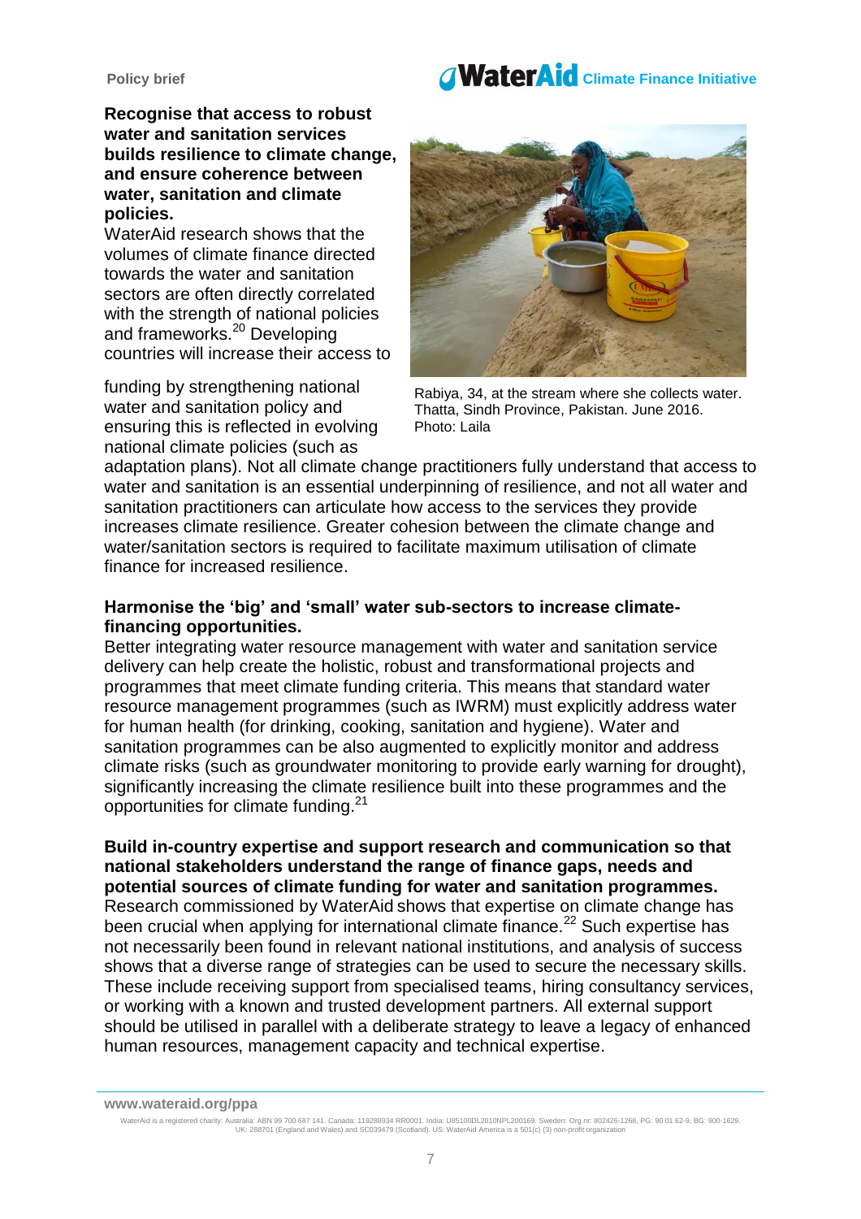**Recognise that access to robust water and sanitation services builds resilience to climate change, and ensure coherence between water, sanitation and climate policies.**

WaterAid research shows that the volumes of climate finance directed towards the water and sanitation sectors are often directly correlated with the strength of national policies and frameworks.[20] Developing countries will increase their access to funding by strengthening national water and sanitation policy and ensuring this is reflected in evolving national climate policies (such as adaptation plans). Not all climate change practitioners fully understand that access to water and sanitation is an essential underpinning of resilience, and not all water and sanitation practitioners can articulate how access to the services they provide increases climate resilience. Greater cohesion between the climate change and water/sanitation sectors is required to facilitate maximum utilisation of climate finance for increased resilience.

Rabiya, 34, at the stream where she collects water. Thatta, Sindh Province, Pakistan. June 2016. Photo: Laila

**Harmonise the 'big' and 'small' water sub-sectors to increase climate-financing opportunities.**

Better integrating water resource management with water and sanitation service delivery can help create the holistic, robust and transformational projects and programmes that meet climate funding criteria. This means that standard water resource management programmes (such as IWRM) must explicitly address water for human health (for drinking, cooking, sanitation and hygiene). Water and sanitation programmes can be also augmented to explicitly monitor and address climate risks (such as groundwater monitoring to provide early warning for drought), significantly increasing the climate resilience built into these programmes and the opportunities for climate funding.[21]

**Build in-country expertise and support research and communication so that national stakeholders understand the range of finance gaps, needs and potential sources of climate funding for water and sanitation programmes.**

Research commissioned by WaterAid shows that expertise on climate change has been crucial when applying for international climate finance.[22] Such expertise has not necessarily been found in relevant national institutions, and analysis of success shows that a diverse range of strategies can be used to secure the necessary skills. These include receiving support from specialised teams, hiring consultancy services, or working with a known and trusted development partners. All external support should be utilised in parallel with a deliberate strategy to leave a legacy of enhanced human resources, management capacity and technical expertise.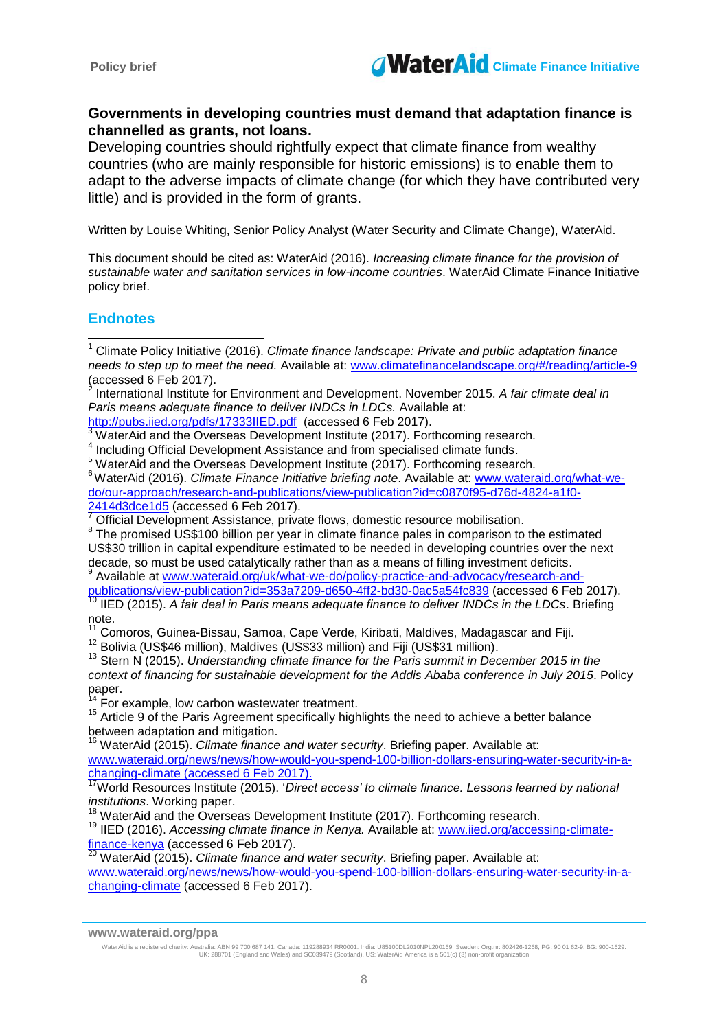**Governments in developing countries must demand that adaptation finance is channelled as grants, not loans.**

Developing countries should rightfully expect that climate finance from wealthy countries (who are mainly responsible for historic emissions) is to enable them to adapt to the adverse impacts of climate change (for which they have contributed very little) and is provided in the form of grants.

Written by Louise Whiting, Senior Policy Analyst (Water Security and Climate Change), WaterAid.

This document should be cited as: WaterAid (2016). *Increasing climate finance for the provision of sustainable water and sanitation services in low-income countries*. WaterAid Climate Finance Initiative policy brief.

## Endnotes

[1] Climate Policy Initiative (2016). *Climate finance landscape: Private and public adaptation finance needs to step up to meet the need.* Available at: www.climatefinancelandscape.org/#/reading/article-9 (accessed 6 Feb 2017).

[2] International Institute for Environment and Development. November 2015. *A fair climate deal in Paris means adequate finance to deliver INDCs in LDCs.* Available at: http://pubs.iied.org/pdfs/17333IIED.pdf (accessed 6 Feb 2017).

[3] WaterAid and the Overseas Development Institute (2017). Forthcoming research.

[4] Including Official Development Assistance and from specialised climate funds.

[5] WaterAid and the Overseas Development Institute (2017). Forthcoming research.

[6] WaterAid (2016). *Climate Finance Initiative briefing note*. Available at: www.wateraid.org/what-we-do/our-approach/research-and-publications/view-publication?id=c0870f95-d76d-4824-a1f0-2414d3dce1d5 (accessed 6 Feb 2017).

[7] Official Development Assistance, private flows, domestic resource mobilisation.

[8] The promised US$100 billion per year in climate finance pales in comparison to the estimated US$30 trillion in capital expenditure estimated to be needed in developing countries over the next decade, so must be used catalytically rather than as a means of filling investment deficits.

[9] Available at www.wateraid.org/uk/what-we-do/policy-practice-and-advocacy/research-and-publications/view-publication?id=353a7209-d650-4ff2-bd30-0ac5a54fc839 (accessed 6 Feb 2017).

[10] IIED (2015). *A fair deal in Paris means adequate finance to deliver INDCs in the LDCs*. Briefing note.

[11] Comoros, Guinea-Bissau, Samoa, Cape Verde, Kiribati, Maldives, Madagascar and Fiji.

[12] Bolivia (US$46 million), Maldives (US$33 million) and Fiji (US$31 million).

[13] Stern N (2015). *Understanding climate finance for the Paris summit in December 2015 in the context of financing for sustainable development for the Addis Ababa conference in July 2015*. Policy paper.

[14] For example, low carbon wastewater treatment.

[15] Article 9 of the Paris Agreement specifically highlights the need to achieve a better balance between adaptation and mitigation.

[16] WaterAid (2015). *Climate finance and water security*. Briefing paper. Available at: www.wateraid.org/news/news/how-would-you-spend-100-billion-dollars-ensuring-water-security-in-a-changing-climate (accessed 6 Feb 2017).

[17] World Resources Institute (2015). '*Direct access' to climate finance. Lessons learned by national institutions*. Working paper.

[18] WaterAid and the Overseas Development Institute (2017). Forthcoming research.

[19] IIED (2016). *Accessing climate finance in Kenya.* Available at: www.iied.org/accessing-climate-finance-kenya (accessed 6 Feb 2017).

[20] WaterAid (2015). *Climate finance and water security*. Briefing paper. Available at: www.wateraid.org/news/news/how-would-you-spend-100-billion-dollars-ensuring-water-security-in-a-changing-climate (accessed 6 Feb 2017).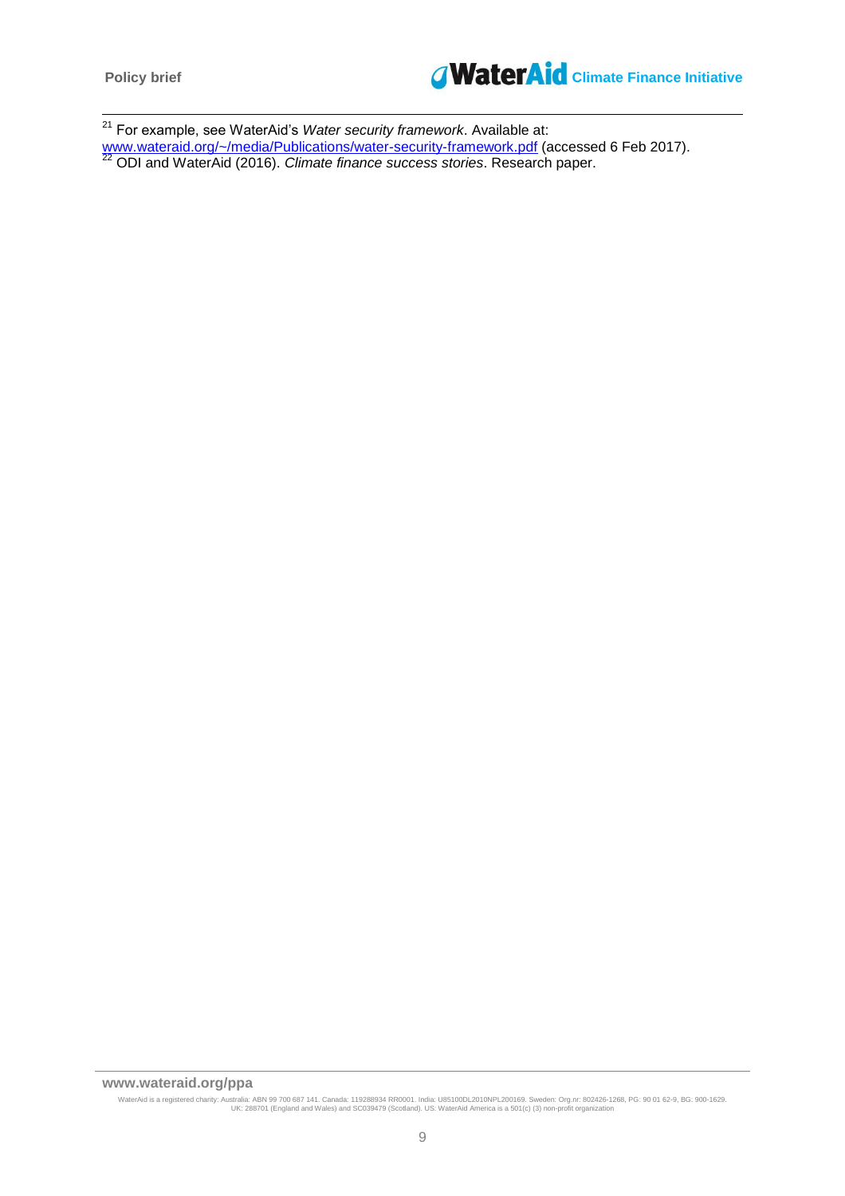[21] For example, see WaterAid's *Water security framework*. Available at: www.wateraid.org/~/media/Publications/water-security-framework.pdf (accessed 6 Feb 2017).

[22] ODI and WaterAid (2016). *Climate finance success stories*. Research paper.